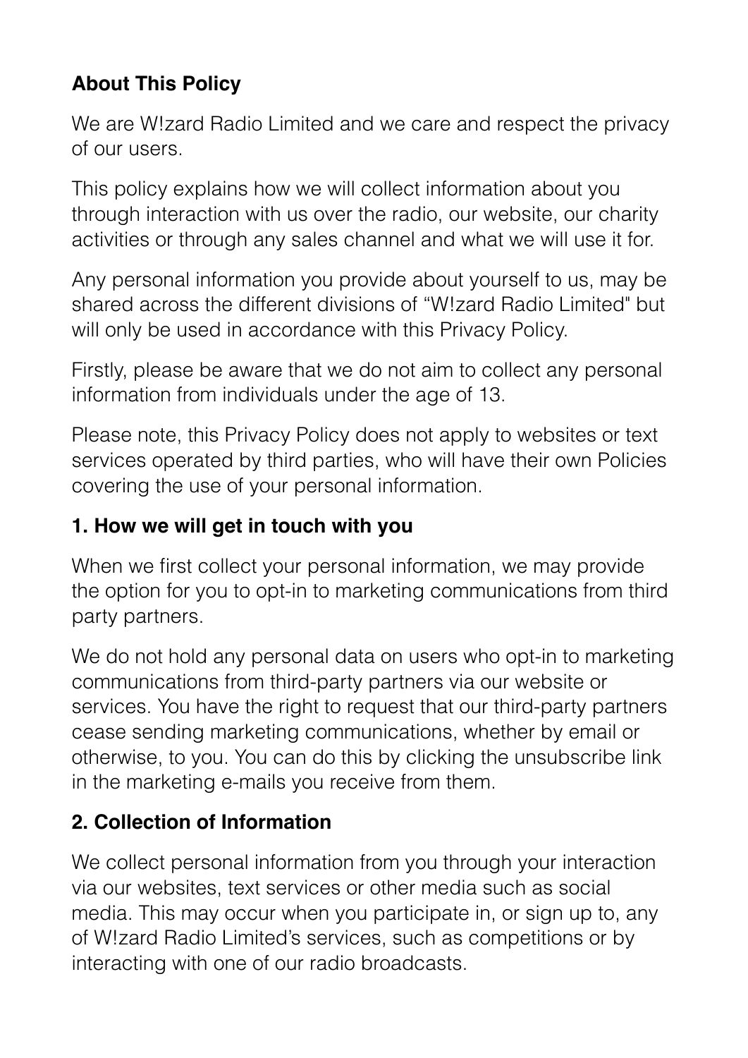**About This Policy**

We are W!zard Radio Limited and we care and respect the privacy of our users.

This policy explains how we will collect information about you through interaction with us over the radio, our website, our charity activities or through any sales channel and what we will use it for.

Any personal information you provide about yourself to us, may be shared across the different divisions of "W!zard Radio Limited" but will only be used in accordance with this Privacy Policy.

Firstly, please be aware that we do not aim to collect any personal information from individuals under the age of 13.

Please note, this Privacy Policy does not apply to websites or text services operated by third parties, who will have their own Policies covering the use of your personal information.

**1. How we will get in touch with you**

When we first collect your personal information, we may provide the option for you to opt-in to marketing communications from third party partners.

We do not hold any personal data on users who opt-in to marketing communications from third-party partners via our website or services. You have the right to request that our third-party partners cease sending marketing communications, whether by email or otherwise, to you. You can do this by clicking the unsubscribe link in the marketing e-mails you receive from them.

**2. Collection of Information**

We collect personal information from you through your interaction via our websites, text services or other media such as social media. This may occur when you participate in, or sign up to, any of W!zard Radio Limited's services, such as competitions or by interacting with one of our radio broadcasts.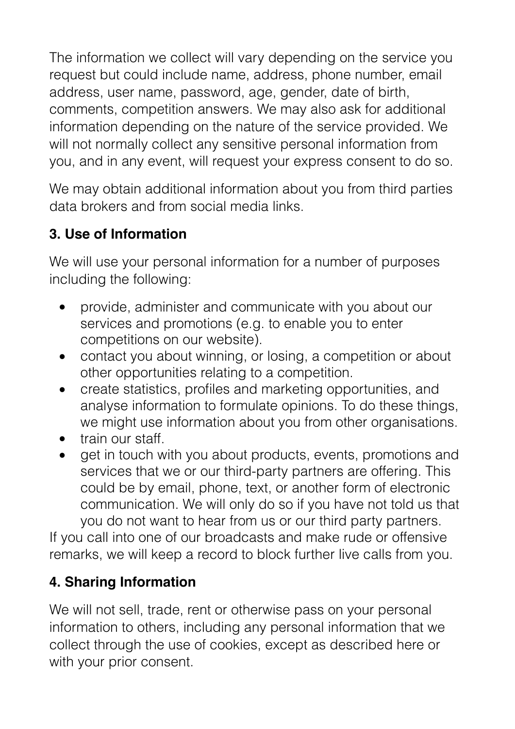The information we collect will vary depending on the service you request but could include name, address, phone number, email address, user name, password, age, gender, date of birth, comments, competition answers. We may also ask for additional information depending on the nature of the service provided. We will not normally collect any sensitive personal information from you, and in any event, will request your express consent to do so.

We may obtain additional information about you from third parties data brokers and from social media links.

## 3. Use of Information

We will use your personal information for a number of purposes including the following:

- provide, administer and communicate with you about our services and promotions (e.g. to enable you to enter competitions on our website).
- contact you about winning, or losing, a competition or about other opportunities relating to a competition.
- create statistics, profiles and marketing opportunities, and analyse information to formulate opinions. To do these things, we might use information about you from other organisations.
- train our staff.
- get in touch with you about products, events, promotions and services that we or our third-party partners are offering. This could be by email, phone, text, or another form of electronic communication. We will only do so if you have not told us that you do not want to hear from us or our third party partners.

If you call into one of our broadcasts and make rude or offensive remarks, we will keep a record to block further live calls from you.

## 4. Sharing Information

We will not sell, trade, rent or otherwise pass on your personal information to others, including any personal information that we collect through the use of cookies, except as described here or with your prior consent.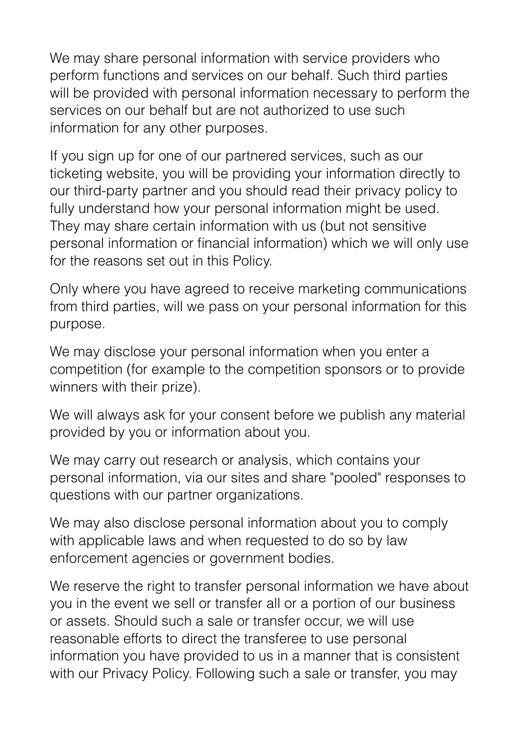We may share personal information with service providers who perform functions and services on our behalf. Such third parties will be provided with personal information necessary to perform the services on our behalf but are not authorized to use such information for any other purposes.

If you sign up for one of our partnered services, such as our ticketing website, you will be providing your information directly to our third-party partner and you should read their privacy policy to fully understand how your personal information might be used. They may share certain information with us (but not sensitive personal information or financial information) which we will only use for the reasons set out in this Policy.

Only where you have agreed to receive marketing communications from third parties, will we pass on your personal information for this purpose.

We may disclose your personal information when you enter a competition (for example to the competition sponsors or to provide winners with their prize).

We will always ask for your consent before we publish any material provided by you or information about you.

We may carry out research or analysis, which contains your personal information, via our sites and share "pooled" responses to questions with our partner organizations.

We may also disclose personal information about you to comply with applicable laws and when requested to do so by law enforcement agencies or government bodies.

We reserve the right to transfer personal information we have about you in the event we sell or transfer all or a portion of our business or assets. Should such a sale or transfer occur, we will use reasonable efforts to direct the transferee to use personal information you have provided to us in a manner that is consistent with our Privacy Policy. Following such a sale or transfer, you may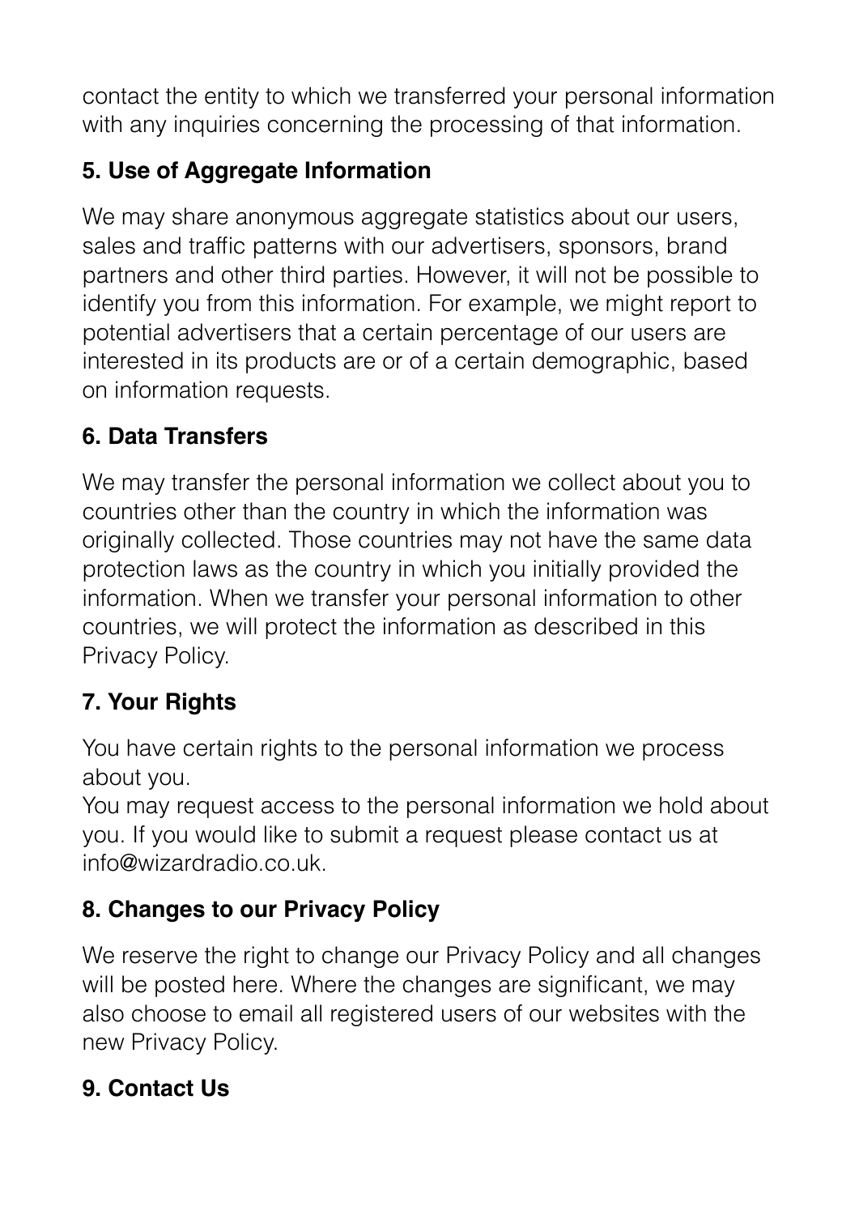contact the entity to which we transferred your personal information with any inquiries concerning the processing of that information.

## 5. Use of Aggregate Information

We may share anonymous aggregate statistics about our users, sales and traffic patterns with our advertisers, sponsors, brand partners and other third parties. However, it will not be possible to identify you from this information. For example, we might report to potential advertisers that a certain percentage of our users are interested in its products are or of a certain demographic, based on information requests.

## 6. Data Transfers

We may transfer the personal information we collect about you to countries other than the country in which the information was originally collected. Those countries may not have the same data protection laws as the country in which you initially provided the information. When we transfer your personal information to other countries, we will protect the information as described in this Privacy Policy.

## 7. Your Rights

You have certain rights to the personal information we process about you.
You may request access to the personal information we hold about you. If you would like to submit a request please contact us at info@wizardradio.co.uk.

## 8. Changes to our Privacy Policy

We reserve the right to change our Privacy Policy and all changes will be posted here. Where the changes are significant, we may also choose to email all registered users of our websites with the new Privacy Policy.

## 9. Contact Us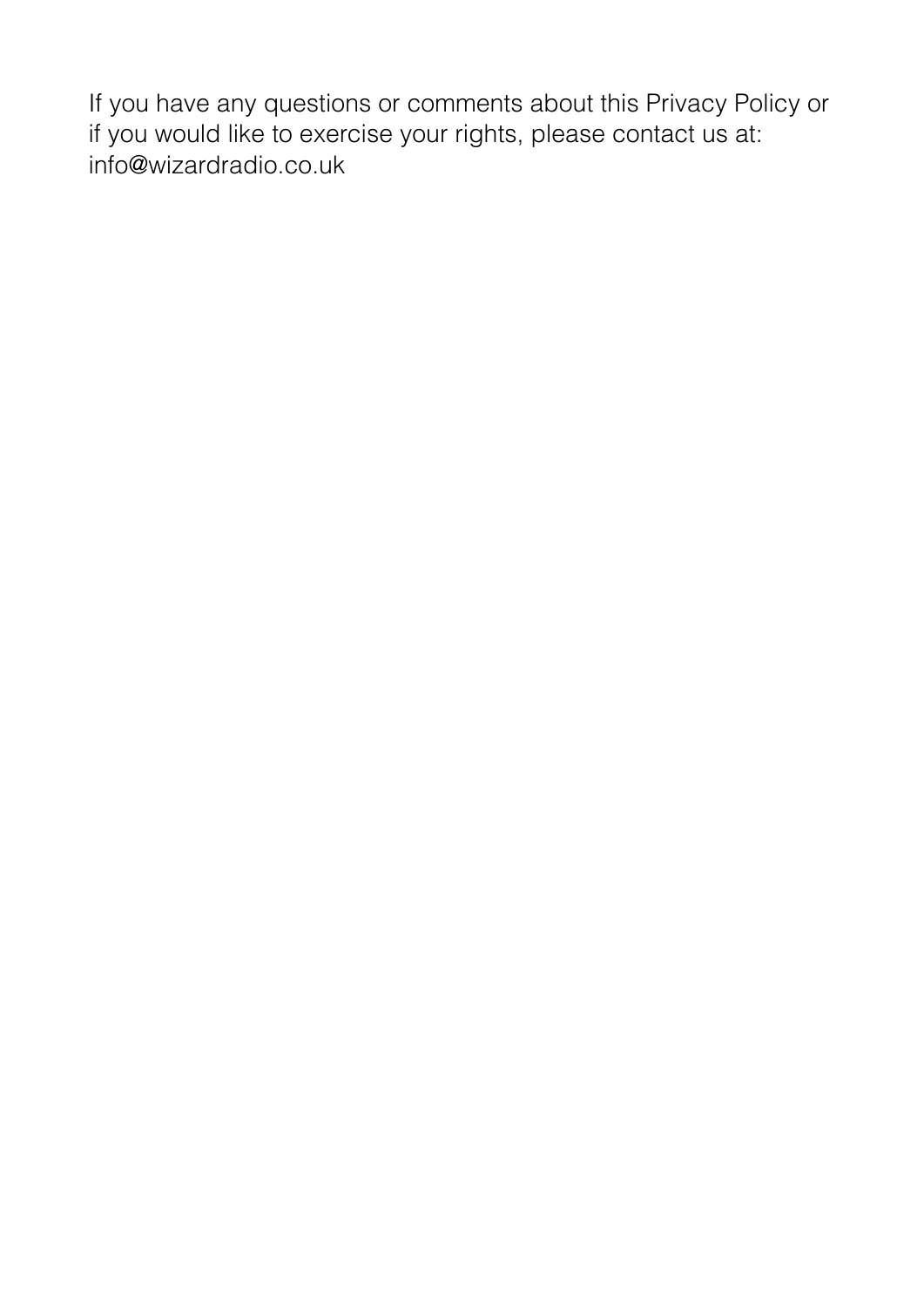If you have any questions or comments about this Privacy Policy or if you would like to exercise your rights, please contact us at: info@wizardradio.co.uk